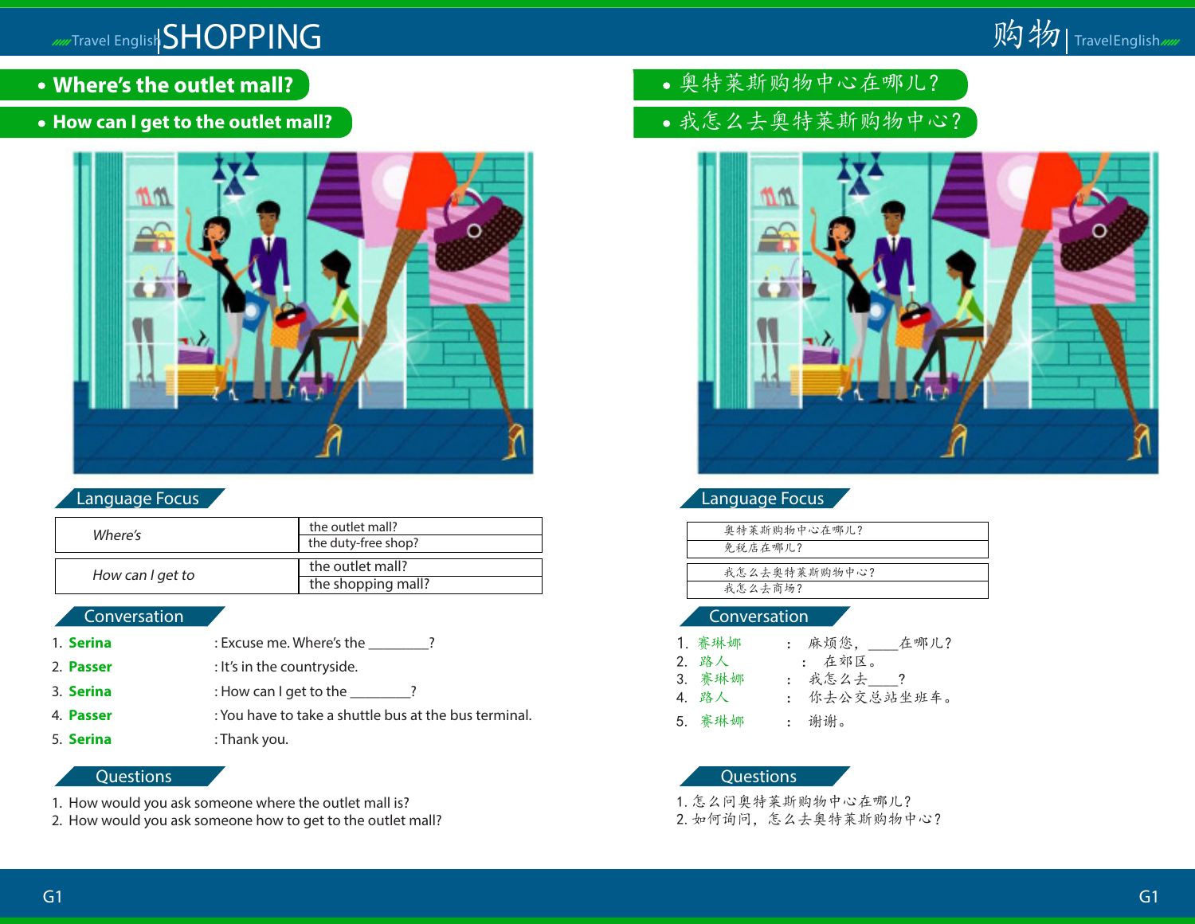# SHOPPING

- **Where's the outlet mall?**
- **How can I get to the outlet mall?**

## Language Focus

| Where's | the outlet mall? |
|---|---|
| | the duty-free shop? |

| How can I get to | the outlet mall? |
|---|---|
| | the shopping mall? |

## Conversation

1. **Serina** : Excuse me. Where's the ________?
2. **Passer** : It's in the countryside.
3. **Serina** : How can I get to the ________?
4. **Passer** : You have to take a shuttle bus at the bus terminal.
5. **Serina** : Thank you.

## Questions

1. How would you ask someone where the outlet mall is?
2. How would you ask someone how to get to the outlet mall?

# 购物

- 奥特莱斯购物中心在哪儿？
- 我怎么去奥特莱斯购物中心？

## Language Focus

| 奥特莱斯购物中心在哪儿？ |
|---|
| 免税店在哪儿？ |

| 我怎么去奥特莱斯购物中心？ |
|---|
| 我怎么去商场？ |

## Conversation

1. 赛琳娜 ： 麻烦您，____在哪儿？
2. 路人 ： 在郊区。
3. 赛琳娜 ： 我怎么去____？
4. 路人 ： 你去公交总站坐班车。
5. 赛琳娜 ： 谢谢。

## Questions

1. 怎么问奥特莱斯购物中心在哪儿？
2. 如何询问，怎么去奥特莱斯购物中心？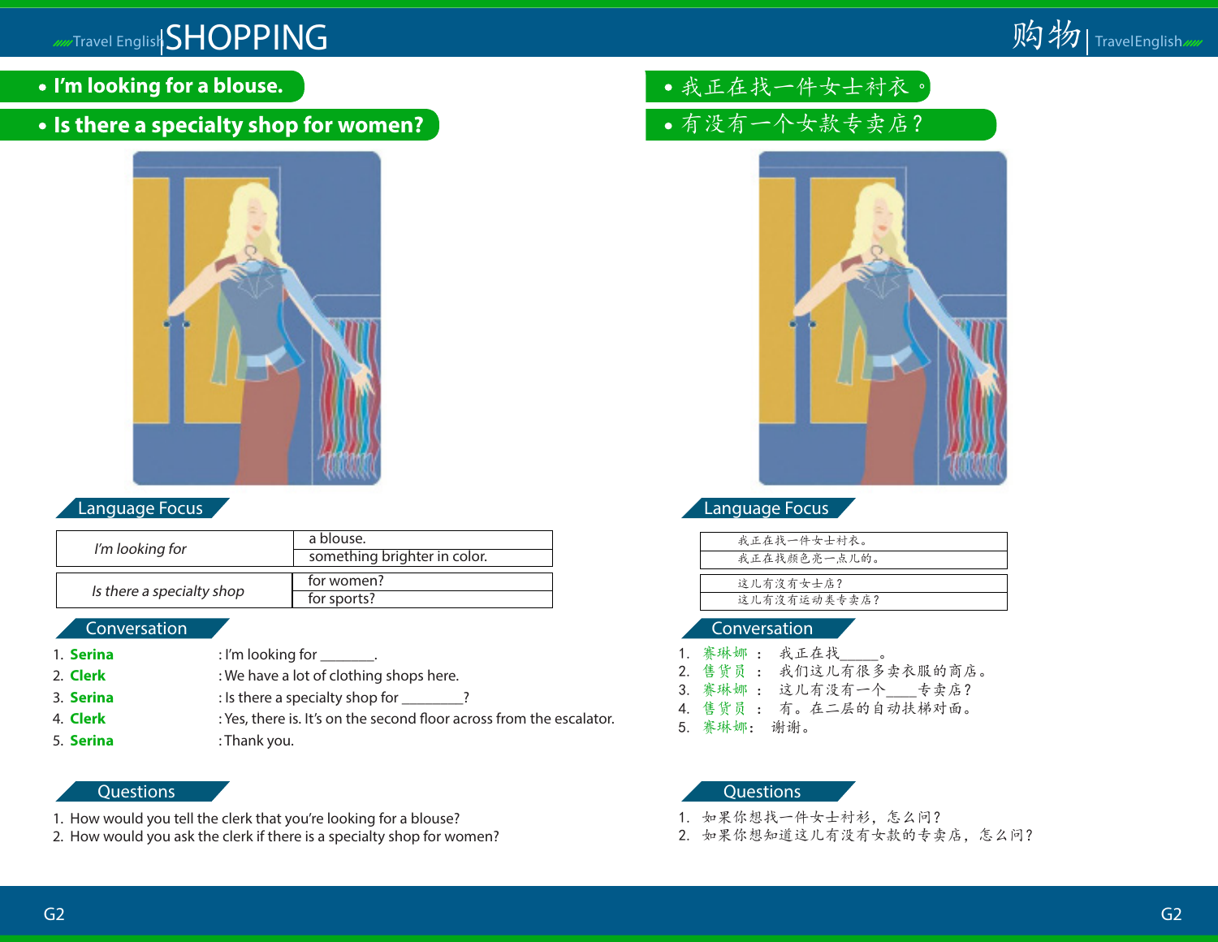# SHOPPING

- **I'm looking for a blouse.**
- **Is there a specialty shop for women?**

## Language Focus

| | |
|---|---|
| *I'm looking for* | a blouse. |
| | something brighter in color. |

| | |
|---|---|
| *Is there a specialty shop* | for women? |
| | for sports? |

## Conversation

1. **Serina** : I'm looking for _______.
2. **Clerk** : We have a lot of clothing shops here.
3. **Serina** : Is there a specialty shop for ________?
4. **Clerk** : Yes, there is. It's on the second floor across from the escalator.
5. **Serina** : Thank you.

## Questions

1. How would you tell the clerk that you're looking for a blouse?
2. How would you ask the clerk if there is a specialty shop for women?

# 购物

- 我正在找一件女士衬衣。
- 有没有一个女款专卖店？

## Language Focus

| |
|---|
| 我正在找一件女士衬衣。 |
| 我正在找颜色亮一点儿的。 |

| |
|---|
| 这儿有没有女士店？ |
| 这儿有没有运动类专卖店？ |

## Conversation

1. 赛琳娜 ： 我正在找_____。
2. 售货员 ： 我们这儿有很多卖衣服的商店。
3. 赛琳娜 ： 这儿有没有一个____专卖店？
4. 售货员 ： 有。在二层的自动扶梯对面。
5. 赛琳娜： 谢谢。

## Questions

1. 如果你想找一件女士衬衫，怎么问？
2. 如果你想知道这儿有没有女款的专卖店，怎么问？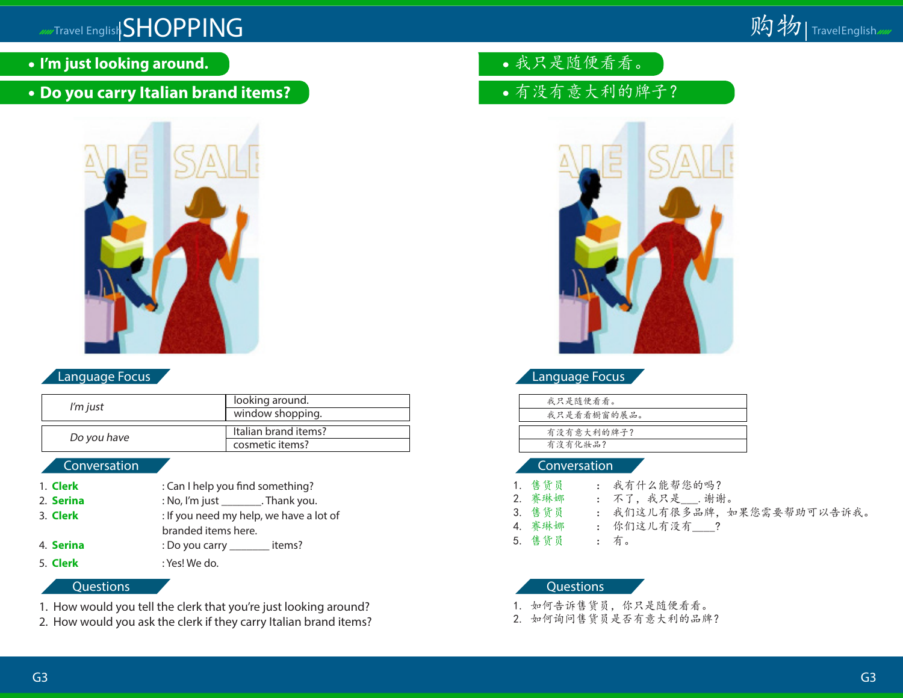# SHOPPING

- **I'm just looking around.**
- **Do you carry Italian brand items?**

## Language Focus

| *I'm just* | looking around. |
|---|---|
| | window shopping. |

| *Do you have* | Italian brand items? |
|---|---|
| | cosmetic items? |

## Conversation

1. **Clerk** : Can I help you find something?
2. **Serina** : No, I'm just _______. Thank you.
3. **Clerk** : If you need my help, we have a lot of branded items here.
4. **Serina** : Do you carry _______ items?
5. **Clerk** : Yes! We do.

## Questions

1. How would you tell the clerk that you're just looking around?
2. How would you ask the clerk if they carry Italian brand items?

# 购物

- 我只是随便看看。
- 有没有意大利的牌子？

## Language Focus

| 我只是随便看看。 |
|---|
| 我只是看看橱窗的展品。 |

| 有没有意大利的牌子？ |
|---|
| 有没有化妆品？ |

## Conversation

1. 售货员 ： 我有什么能帮您的吗？
2. 赛琳娜 ： 不了，我只是___. 谢谢。
3. 售货员 ： 我们这儿有很多品牌，如果您需要帮助可以告诉我。
4. 赛琳娜 ： 你们这儿有没有____?
5. 售货员 ： 有。

## Questions

1. 如何告诉售货员，你只是随便看看。
2. 如何询问售货员是否有意大利的品牌？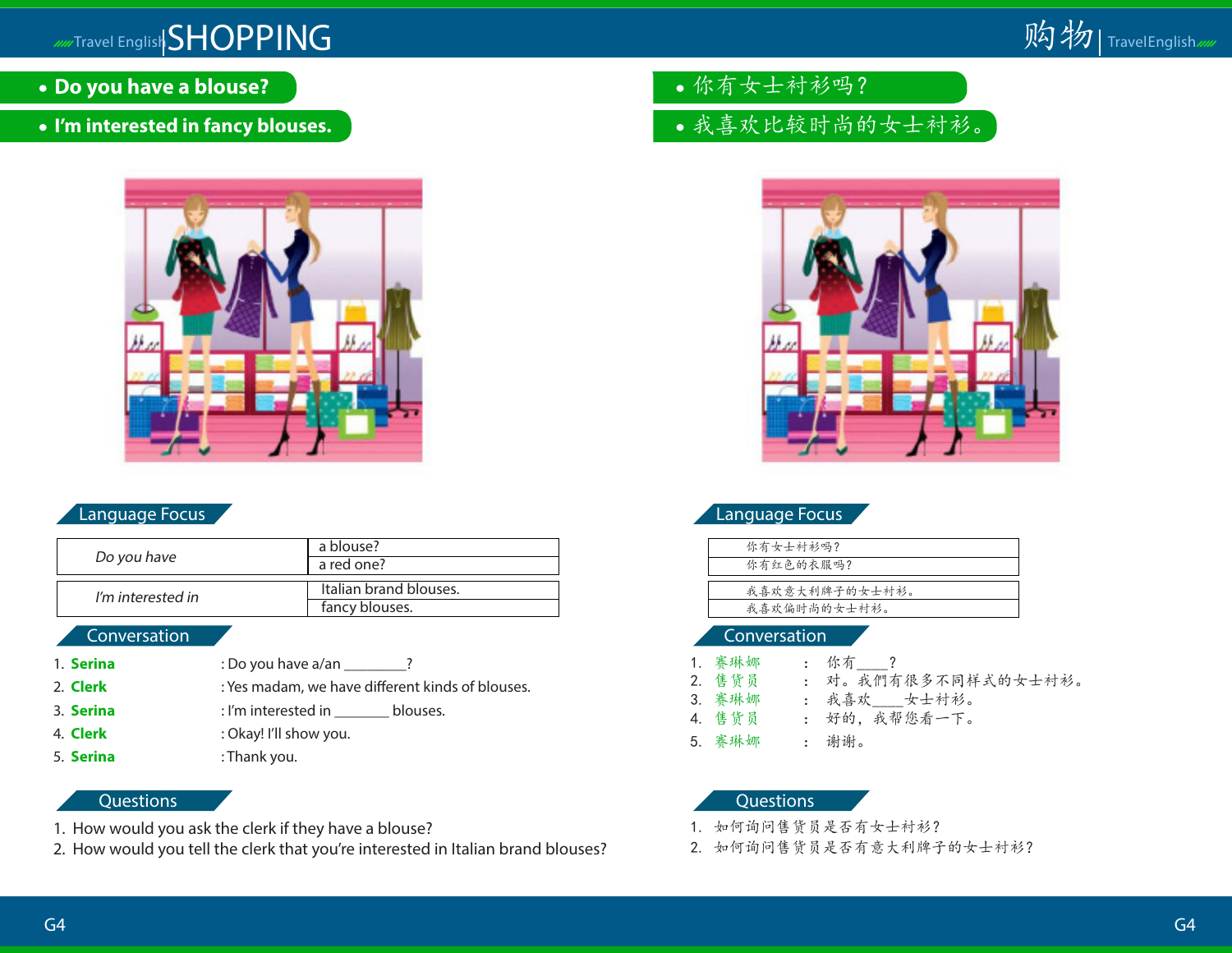# SHOPPING

- **Do you have a blouse?**
- **I'm interested in fancy blouses.**

## Language Focus

| | |
|---|---|
| *Do you have* | a blouse? |
| | a red one? |
| *I'm interested in* | Italian brand blouses. |
| | fancy blouses. |

## Conversation

1. **Serina** : Do you have a/an ________?
2. **Clerk** : Yes madam, we have different kinds of blouses.
3. **Serina** : I'm interested in _______ blouses.
4. **Clerk** : Okay! I'll show you.
5. **Serina** : Thank you.

## Questions

1. How would you ask the clerk if they have a blouse?
2. How would you tell the clerk that you're interested in Italian brand blouses?

# 购物

- 你有女士衬衫吗？
- 我喜欢比较时尚的女士衬衫。

## Language Focus

| |
|---|
| 你有女士衬衫吗？ |
| 你有红色的衣服吗？ |
| 我喜欢意大利牌子的女士衬衫。 |
| 我喜欢偏时尚的女士衬衫。 |

## Conversation

1. **赛琳娜** ： 你有____？
2. **售货员** ： 对。我們有很多不同样式的女士衬衫。
3. **赛琳娜** ： 我喜欢____女士衬衫。
4. **售货员** ： 好的，我帮您看一下。
5. **赛琳娜** ： 谢谢。

## Questions

1. 如何询问售货员是否有女士衬衫？
2. 如何询问售货员是否有意大利牌子的女士衬衫？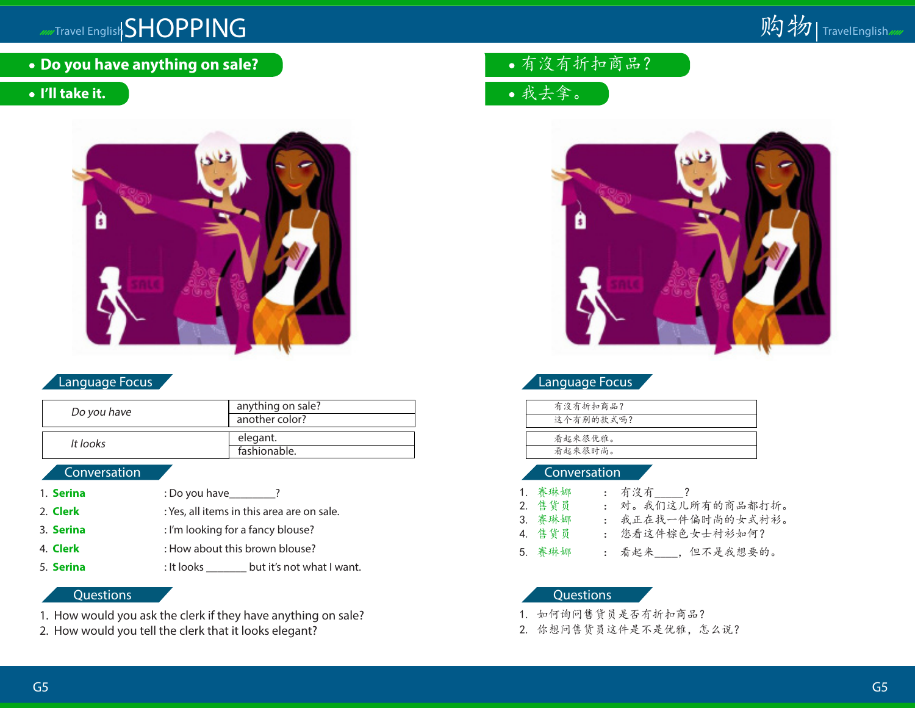# SHOPPING

- **Do you have anything on sale?**
- **I'll take it.**

## Language Focus

| | |
|---|---|
| *Do you have* | anything on sale? |
| | another color? |
| *It looks* | elegant. |
| | fashionable. |

## Conversation

1. **Serina** : Do you have_________?
2. **Clerk** : Yes, all items in this area are on sale.
3. **Serina** : I'm looking for a fancy blouse?
4. **Clerk** : How about this brown blouse?
5. **Serina** : It looks _______ but it's not what I want.

## Questions

1. How would you ask the clerk if they have anything on sale?
2. How would you tell the clerk that it looks elegant?

# 购物

- 有沒有折扣商品？
- 我去拿。

## Language Focus

| |
|---|
| 有沒有折扣商品？ |
| 这个有别的款式吗？ |
| 看起來很优雅。 |
| 看起來很时尚。 |

## Conversation

1. 赛琳娜 ： 有沒有_____？
2. 售货员 ： 对。我们这儿所有的商品都打折。
3. 赛琳娜 ： 我正在找一件偏时尚的女式衬衫。
4. 售货员 ： 您看这件棕色女士衬衫如何？
5. 赛琳娜 ： 看起来_____，但不是我想要的。

## Questions

1. 如何询问售货员是否有折扣商品？
2. 你想问售货员这件是不是优雅，怎么说？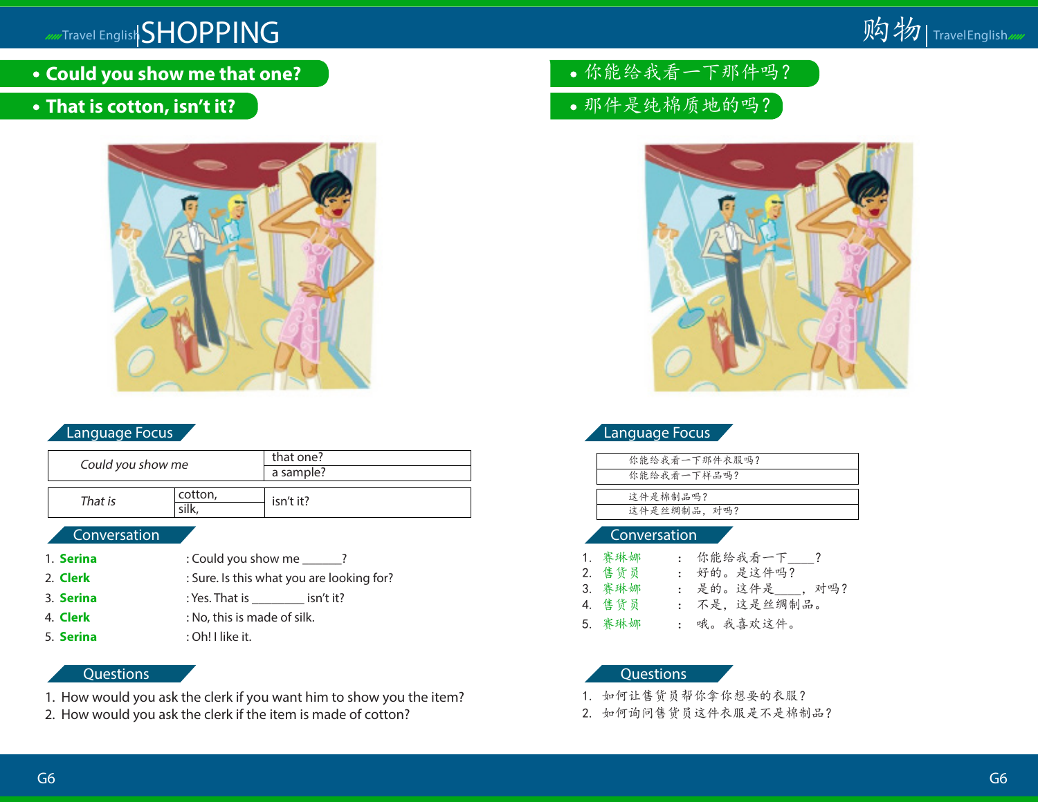# SHOPPING

- **Could you show me that one?**
- **That is cotton, isn't it?**

## Language Focus

| *Could you show me* | that one? |
|---|---|
| | a sample? |

| *That is* | cotton, | isn't it? |
|---|---|---|
| | silk, | |

## Conversation

1. **Serina** : Could you show me ______?
2. **Clerk** : Sure. Is this what you are looking for?
3. **Serina** : Yes. That is ________ isn't it?
4. **Clerk** : No, this is made of silk.
5. **Serina** : Oh! I like it.

## Questions

1. How would you ask the clerk if you want him to show you the item?
2. How would you ask the clerk if the item is made of cotton?

# 购物

- 你能给我看一下那件吗？
- 那件是纯棉质地的吗？

## Language Focus

| 你能给我看一下那件衣服吗？ |
|---|
| 你能给我看一下样品吗？ |

| 这件是棉制品吗？ |
|---|
| 这件是丝绸制品，对吗？ |

## Conversation

1. 赛琳娜 ： 你能给我看一下____？
2. 售货员 ： 好的。是这件吗？
3. 赛琳娜 ： 是的。这件是____，对吗？
4. 售货员 ： 不是，这是丝绸制品。
5. 赛琳娜 ： 哦。我喜欢这件。

## Questions

1. 如何让售货员帮你拿你想要的衣服？
2. 如何询问售货员这件衣服是不是棉制品？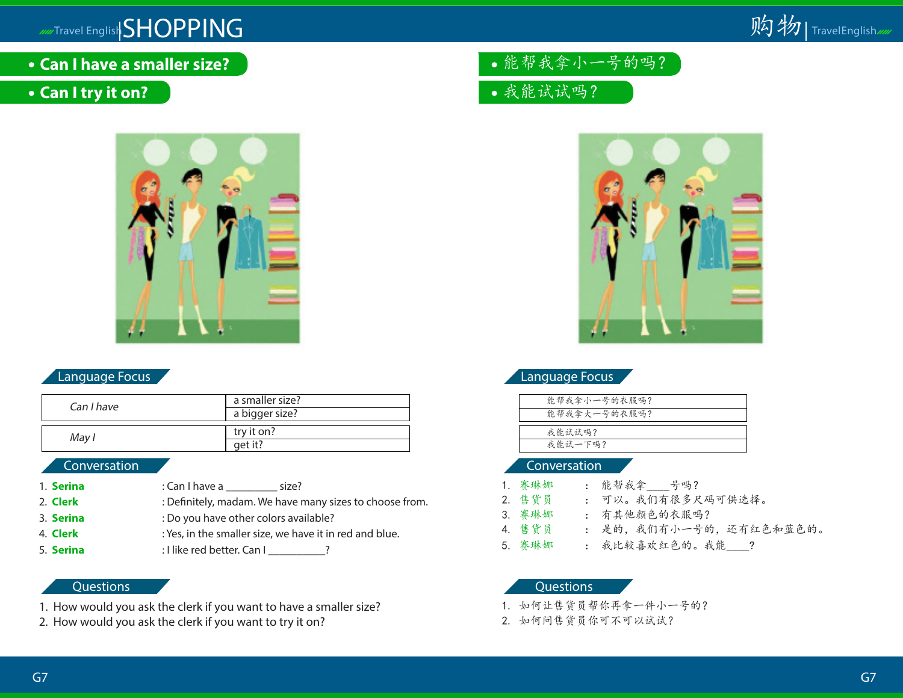# SHOPPING

- **Can I have a smaller size?**
- **Can I try it on?**

## Language Focus

| | |
|---|---|
| *Can I have* | a smaller size? |
| | a bigger size? |

| | |
|---|---|
| *May I* | try it on? |
| | get it? |

## Conversation

1. **Serina** : Can I have a _________ size?
2. **Clerk** : Definitely, madam. We have many sizes to choose from.
3. **Serina** : Do you have other colors available?
4. **Clerk** : Yes, in the smaller size, we have it in red and blue.
5. **Serina** : I like red better. Can I __________?

## Questions

1. How would you ask the clerk if you want to have a smaller size?
2. How would you ask the clerk if you want to try it on?

# 购物

- 能帮我拿小一号的吗？
- 我能试试吗？

## Language Focus

| |
|---|
| 能帮我拿小一号的衣服吗？ |
| 能帮我拿大一号的衣服吗？ |

| |
|---|
| 我能试试吗？ |
| 我能试一下吗？ |

## Conversation

1. 赛琳娜 ： 能帮我拿____号吗？
2. 售货员 ： 可以。我们有很多尺码可供选择。
3. 赛琳娜 ： 有其他颜色的衣服吗？
4. 售货员 ： 是的，我们有小一号的，还有红色和蓝色的。
5. 赛琳娜 ： 我比较喜欢红色的。我能____？

## Questions

1. 如何让售货员帮你再拿一件小一号的？
2. 如何问售货员你可不可以试试？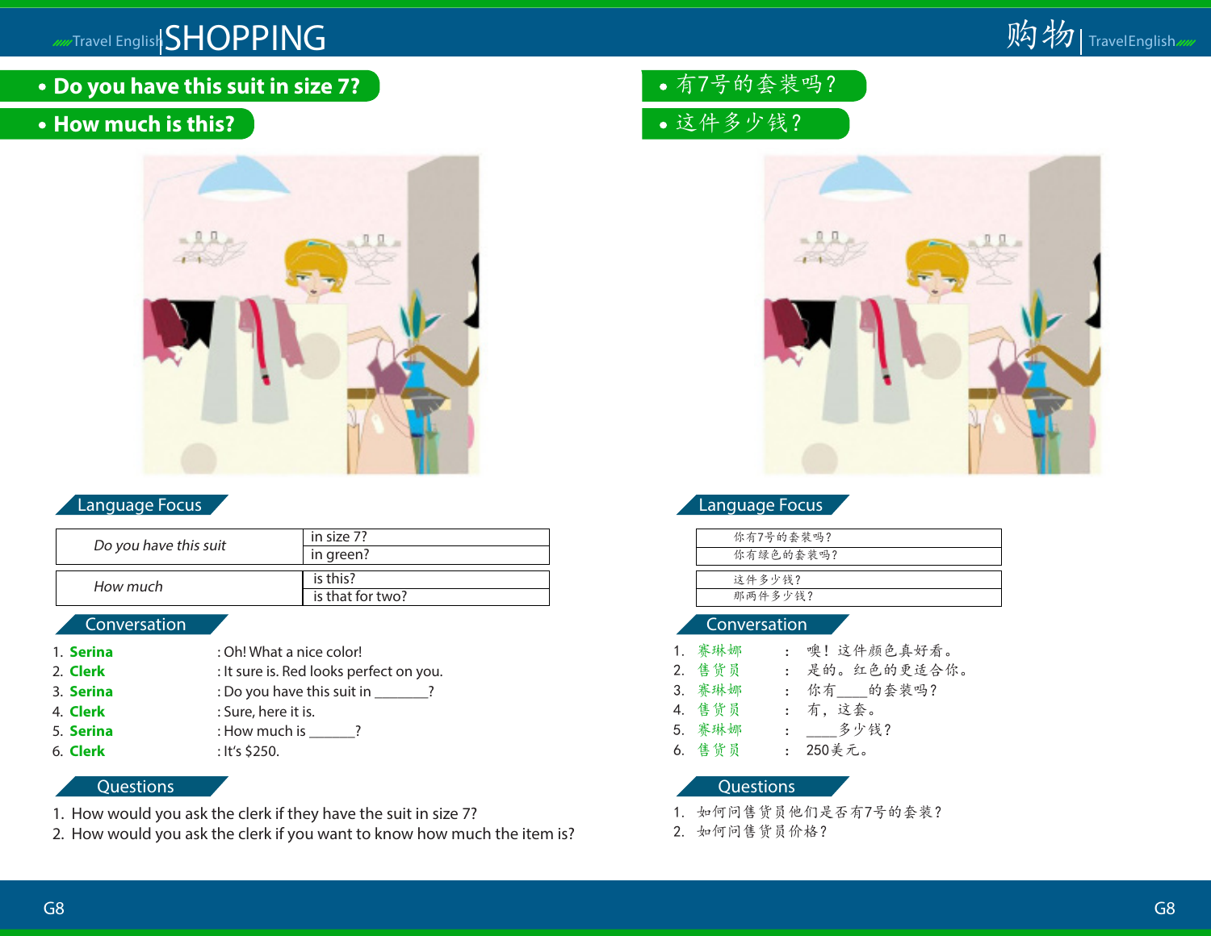# SHOPPING

- **Do you have this suit in size 7?**
- **How much is this?**

## Language Focus

| Do you have this suit | in size 7? |
|---|---|
| | in green? |

| How much | is this? |
|---|---|
| | is that for two? |

## Conversation

1. **Serina** : Oh! What a nice color!
2. **Clerk** : It sure is. Red looks perfect on you.
3. **Serina** : Do you have this suit in _______?
4. **Clerk** : Sure, here it is.
5. **Serina** : How much is ______?
6. **Clerk** : It's $250.

## Questions

1. How would you ask the clerk if they have the suit in size 7?
2. How would you ask the clerk if you want to know how much the item is?

# 购物

- 有7号的套装吗？
- 这件多少钱？

## Language Focus

| 你有7号的套装吗？ |
|---|
| 你有绿色的套装吗？ |

| 这件多少钱？ |
|---|
| 那两件多少钱？ |

## Conversation

1. **赛琳娜** ： 噢！这件颜色真好看。
2. **售货员** ： 是的。红色的更适合你。
3. **赛琳娜** ： 你有____的套装吗？
4. **售货员** ： 有，这套。
5. **赛琳娜** ： ____多少钱？
6. **售货员** ： 250美元。

## Questions

1. 如何问售货员他们是否有7号的套装？
2. 如何问售货员价格？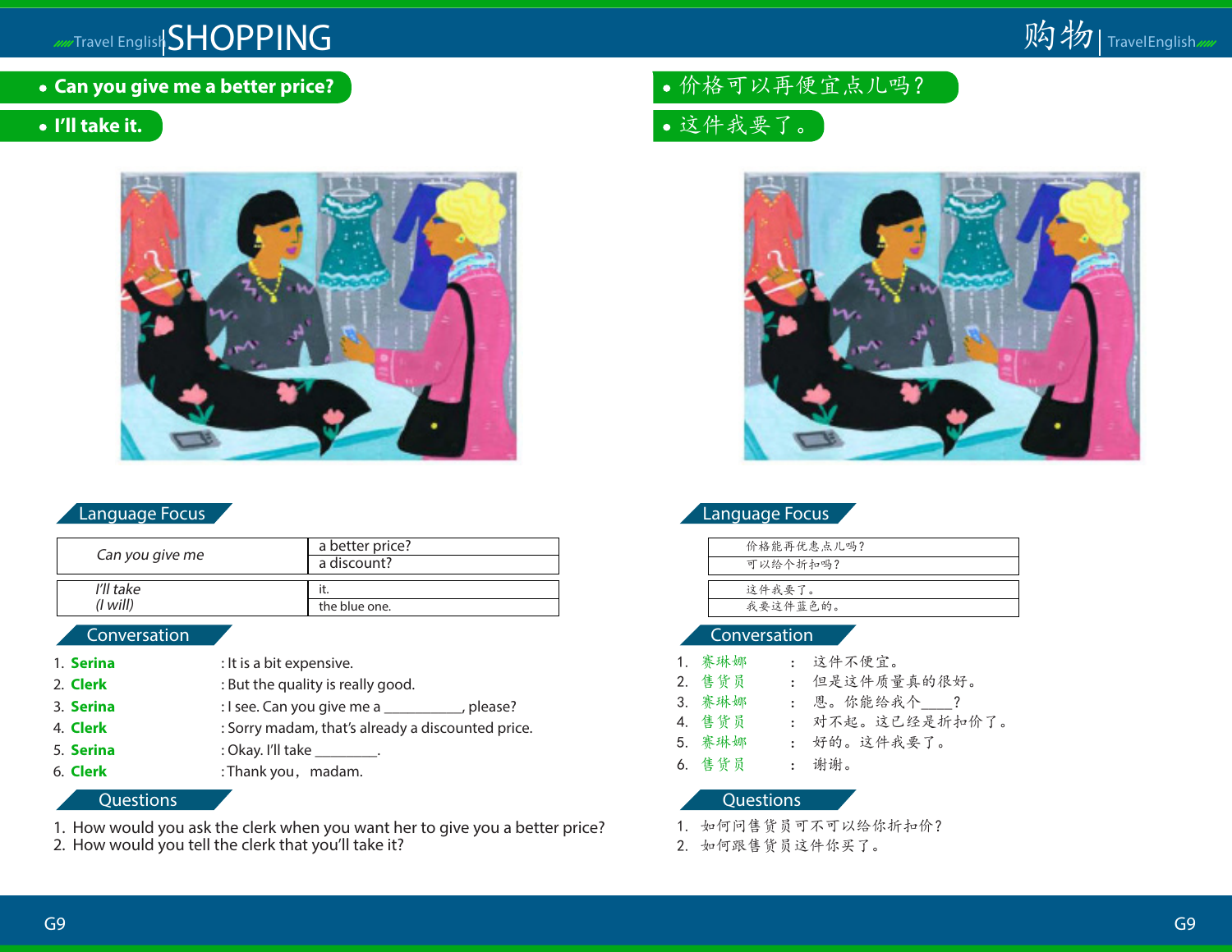# SHOPPING

- **Can you give me a better price?**
- **I'll take it.**

## Language Focus

| *Can you give me* | a better price? |
|---|---|
| | a discount? |

| *I'll take* *(I will)* | it. |
|---|---|
| | the blue one. |

## Conversation

1. **Serina** : It is a bit expensive.
2. **Clerk** : But the quality is really good.
3. **Serina** : I see. Can you give me a __________, please?
4. **Clerk** : Sorry madam, that's already a discounted price.
5. **Serina** : Okay. I'll take ________.
6. **Clerk** : Thank you, madam.

## Questions

1. How would you ask the clerk when you want her to give you a better price?
2. How would you tell the clerk that you'll take it?

# 购物

- 价格可以再便宜点儿吗？
- 这件我要了。

## Language Focus

| 价格能再优惠点儿吗？ |
|---|
| 可以给个折扣吗？ |

| 这件我要了。 |
|---|
| 我要这件蓝色的。 |

## Conversation

1. 赛琳娜 ： 这件不便宜。
2. 售货员 ： 但是这件质量真的很好。
3. 赛琳娜 ： 恩。你能给我个____？
4. 售货员 ： 对不起。这已经是折扣价了。
5. 赛琳娜 ： 好的。这件我要了。
6. 售货员 ： 谢谢。

## Questions

1. 如何问售货员可不可以给你折扣价？
2. 如何跟售货员这件你买了。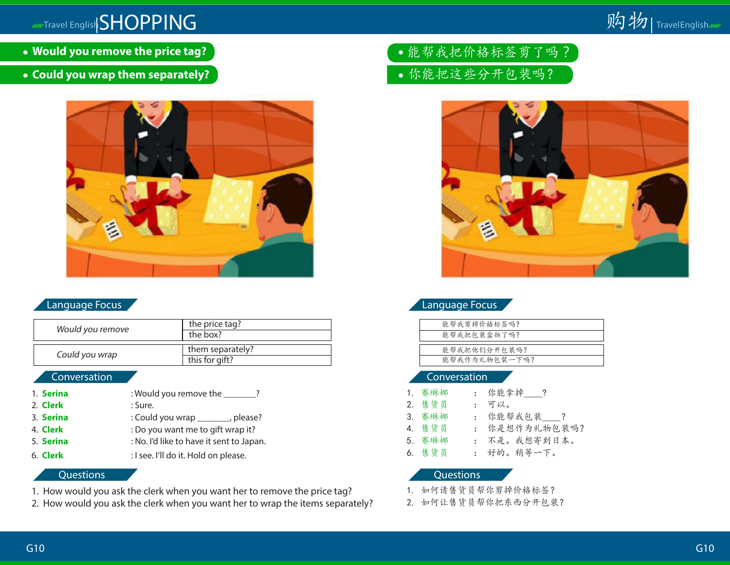# SHOPPING

- **Would you remove the price tag?**
- **Could you wrap them separately?**

## Language Focus

| | |
|---|---|
| *Would you remove* | the price tag? |
| | the box? |
| *Could you wrap* | them separately? |
| | this for gift? |

## Conversation

1. **Serina** : Would you remove the _______?
2. **Clerk** : Sure.
3. **Serina** : Could you wrap _______, please?
4. **Clerk** : Do you want me to gift wrap it?
5. **Serina** : No. I'd like to have it sent to Japan.
6. **Clerk** : I see. I'll do it. Hold on please.

## Questions

1. How would you ask the clerk when you want her to remove the price tag?
2. How would you ask the clerk when you want her to wrap the items separately?

# 购物

- 能帮我把价格标签剪了吗？
- 你能把这些分开包装吗？

## Language Focus

| |
|---|
| 能帮我剪掉价格标签吗？ |
| 能帮我把包装盒拆了吗？ |
| 能帮我把他们分开包装吗？ |
| 能帮我作为礼物包装一下吗？ |

## Conversation

1. 赛琳娜 ： 你能拿掉____？
2. 售货员 ： 可以。
3. 赛琳娜 ： 你能帮我包装____？
4. 售货员 ： 你是想作为礼物包装吗？
5. 赛琳娜 ： 不是。我想寄到日本。
6. 售货员 ： 好的。稍等一下。

## Questions

1. 如何请售货员帮你剪掉价格标签？
2. 如何让售货员帮你把东西分开包装？